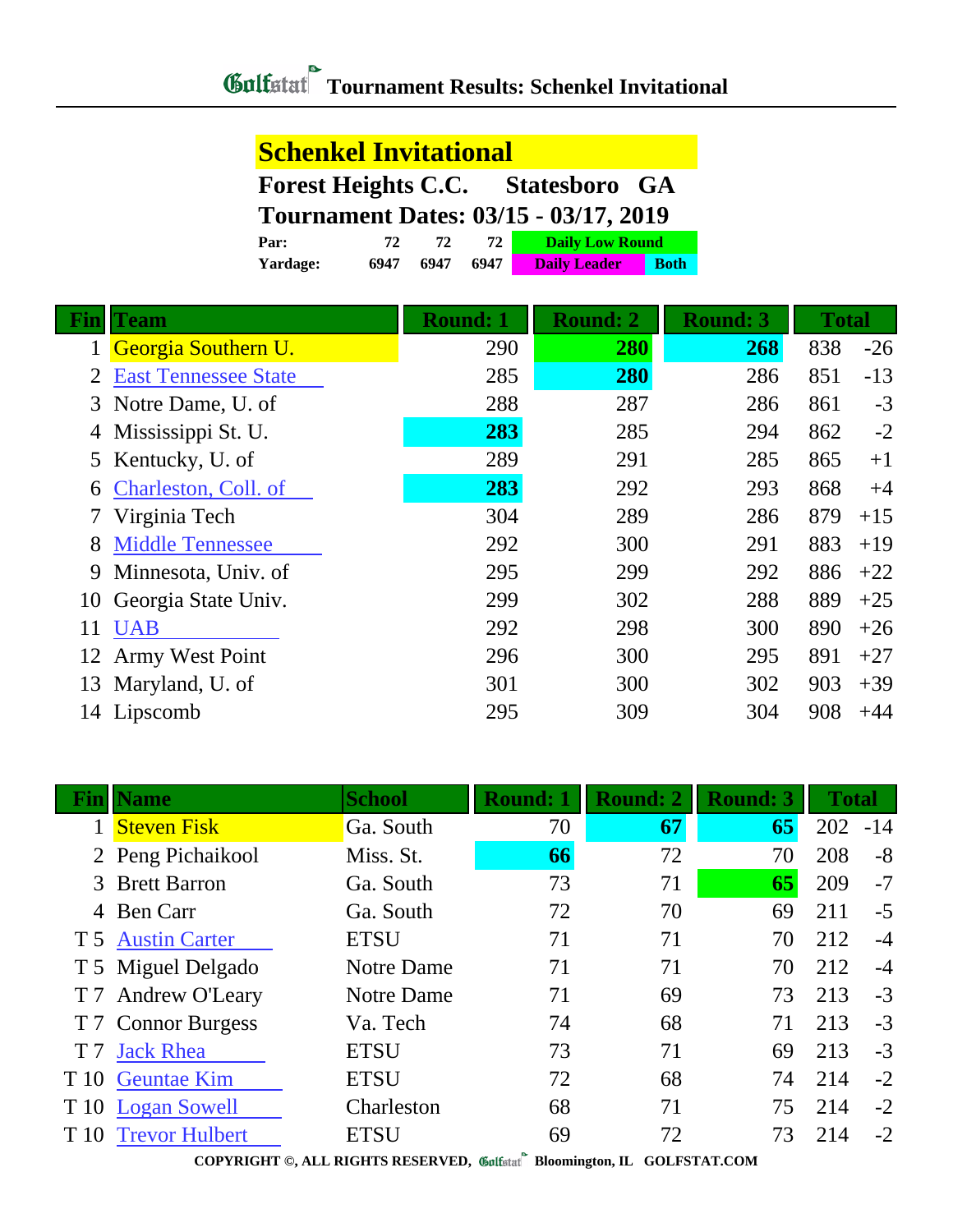# Tournament Results: Schenkel Invitational

## Schenkel Invitational

**Forest Heights C.C. Statesboro GA**

**Tournament Dates: 03/15 - 03/17, 2019**

| | | | | |
|---|---|---|---|---|
| **Par:** | 72 | 72 | 72 | Daily Low Round |
| **Yardage:** | 6947 | 6947 | 6947 | Daily Leader / Both |

| Fin | Team | Round: 1 | Round: 2 | Round: 3 | Total | |
|---|---|---|---|---|---|---|
| 1 | Georgia Southern U. | 290 | **280** | **268** | 838 | -26 |
| 2 | East Tennessee State | 285 | **280** | 286 | 851 | -13 |
| 3 | Notre Dame, U. of | 288 | 287 | 286 | 861 | -3 |
| 4 | Mississippi St. U. | **283** | 285 | 294 | 862 | -2 |
| 5 | Kentucky, U. of | 289 | 291 | 285 | 865 | +1 |
| 6 | Charleston, Coll. of | **283** | 292 | 293 | 868 | +4 |
| 7 | Virginia Tech | 304 | 289 | 286 | 879 | +15 |
| 8 | Middle Tennessee | 292 | 300 | 291 | 883 | +19 |
| 9 | Minnesota, Univ. of | 295 | 299 | 292 | 886 | +22 |
| 10 | Georgia State Univ. | 299 | 302 | 288 | 889 | +25 |
| 11 | UAB | 292 | 298 | 300 | 890 | +26 |
| 12 | Army West Point | 296 | 300 | 295 | 891 | +27 |
| 13 | Maryland, U. of | 301 | 300 | 302 | 903 | +39 |
| 14 | Lipscomb | 295 | 309 | 304 | 908 | +44 |

| Fin | Name | School | Round: 1 | Round: 2 | Round: 3 | Total | |
|---|---|---|---|---|---|---|---|
| 1 | Steven Fisk | Ga. South | 70 | **67** | **65** | 202 | -14 |
| 2 | Peng Pichaikool | Miss. St. | **66** | 72 | 70 | 208 | -8 |
| 3 | Brett Barron | Ga. South | 73 | 71 | **65** | 209 | -7 |
| 4 | Ben Carr | Ga. South | 72 | 70 | 69 | 211 | -5 |
| T 5 | Austin Carter | ETSU | 71 | 71 | 70 | 212 | -4 |
| T 5 | Miguel Delgado | Notre Dame | 71 | 71 | 70 | 212 | -4 |
| T 7 | Andrew O'Leary | Notre Dame | 71 | 69 | 73 | 213 | -3 |
| T 7 | Connor Burgess | Va. Tech | 74 | 68 | 71 | 213 | -3 |
| T 7 | Jack Rhea | ETSU | 73 | 71 | 69 | 213 | -3 |
| T 10 | Geuntae Kim | ETSU | 72 | 68 | 74 | 214 | -2 |
| T 10 | Logan Sowell | Charleston | 68 | 71 | 75 | 214 | -2 |
| T 10 | Trevor Hulbert | ETSU | 69 | 72 | 73 | 214 | -2 |

COPYRIGHT ©, ALL RIGHTS RESERVED, Golfstat Bloomington, IL GOLFSTAT.COM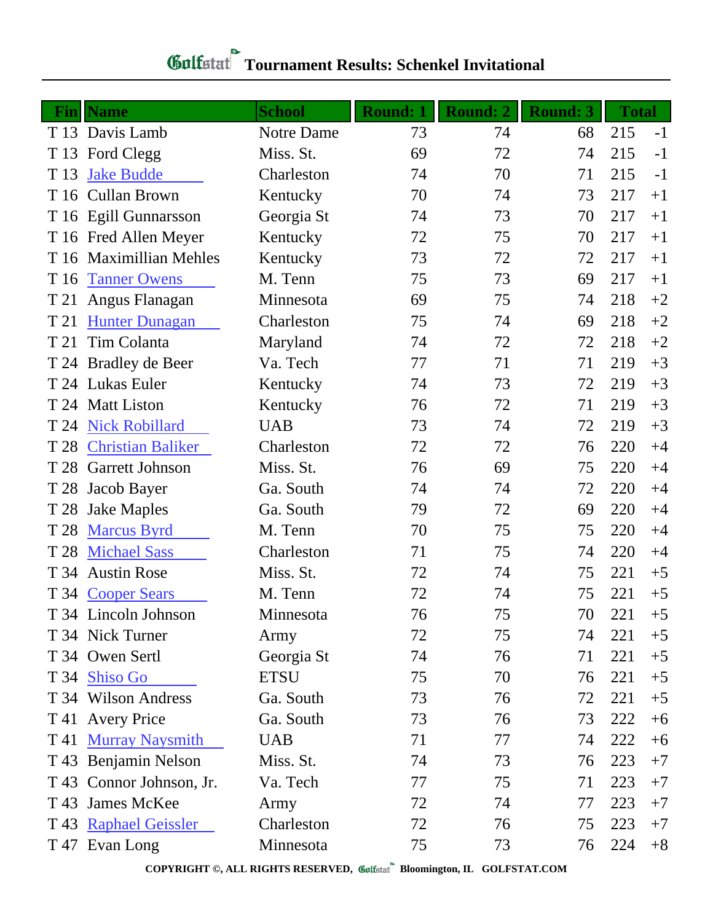# Golfstat Tournament Results: Schenkel Invitational

| Fin | Name | School | Round: 1 | Round: 2 | Round: 3 | Total | |
|---|---|---|---|---|---|---|---|
| T 13 | Davis Lamb | Notre Dame | 73 | 74 | 68 | 215 | -1 |
| T 13 | Ford Clegg | Miss. St. | 69 | 72 | 74 | 215 | -1 |
| T 13 | Jake Budde | Charleston | 74 | 70 | 71 | 215 | -1 |
| T 16 | Cullan Brown | Kentucky | 70 | 74 | 73 | 217 | +1 |
| T 16 | Egill Gunnarsson | Georgia St | 74 | 73 | 70 | 217 | +1 |
| T 16 | Fred Allen Meyer | Kentucky | 72 | 75 | 70 | 217 | +1 |
| T 16 | Maximillian Mehles | Kentucky | 73 | 72 | 72 | 217 | +1 |
| T 16 | Tanner Owens | M. Tenn | 75 | 73 | 69 | 217 | +1 |
| T 21 | Angus Flanagan | Minnesota | 69 | 75 | 74 | 218 | +2 |
| T 21 | Hunter Dunagan | Charleston | 75 | 74 | 69 | 218 | +2 |
| T 21 | Tim Colanta | Maryland | 74 | 72 | 72 | 218 | +2 |
| T 24 | Bradley de Beer | Va. Tech | 77 | 71 | 71 | 219 | +3 |
| T 24 | Lukas Euler | Kentucky | 74 | 73 | 72 | 219 | +3 |
| T 24 | Matt Liston | Kentucky | 76 | 72 | 71 | 219 | +3 |
| T 24 | Nick Robillard | UAB | 73 | 74 | 72 | 219 | +3 |
| T 28 | Christian Baliker | Charleston | 72 | 72 | 76 | 220 | +4 |
| T 28 | Garrett Johnson | Miss. St. | 76 | 69 | 75 | 220 | +4 |
| T 28 | Jacob Bayer | Ga. South | 74 | 74 | 72 | 220 | +4 |
| T 28 | Jake Maples | Ga. South | 79 | 72 | 69 | 220 | +4 |
| T 28 | Marcus Byrd | M. Tenn | 70 | 75 | 75 | 220 | +4 |
| T 28 | Michael Sass | Charleston | 71 | 75 | 74 | 220 | +4 |
| T 34 | Austin Rose | Miss. St. | 72 | 74 | 75 | 221 | +5 |
| T 34 | Cooper Sears | M. Tenn | 72 | 74 | 75 | 221 | +5 |
| T 34 | Lincoln Johnson | Minnesota | 76 | 75 | 70 | 221 | +5 |
| T 34 | Nick Turner | Army | 72 | 75 | 74 | 221 | +5 |
| T 34 | Owen Sertl | Georgia St | 74 | 76 | 71 | 221 | +5 |
| T 34 | Shiso Go | ETSU | 75 | 70 | 76 | 221 | +5 |
| T 34 | Wilson Andress | Ga. South | 73 | 76 | 72 | 221 | +5 |
| T 41 | Avery Price | Ga. South | 73 | 76 | 73 | 222 | +6 |
| T 41 | Murray Naysmith | UAB | 71 | 77 | 74 | 222 | +6 |
| T 43 | Benjamin Nelson | Miss. St. | 74 | 73 | 76 | 223 | +7 |
| T 43 | Connor Johnson, Jr. | Va. Tech | 77 | 75 | 71 | 223 | +7 |
| T 43 | James McKee | Army | 72 | 74 | 77 | 223 | +7 |
| T 43 | Raphael Geissler | Charleston | 72 | 76 | 75 | 223 | +7 |
| T 47 | Evan Long | Minnesota | 75 | 73 | 76 | 224 | +8 |

COPYRIGHT ©, ALL RIGHTS RESERVED, Golfstat Bloomington, IL GOLFSTAT.COM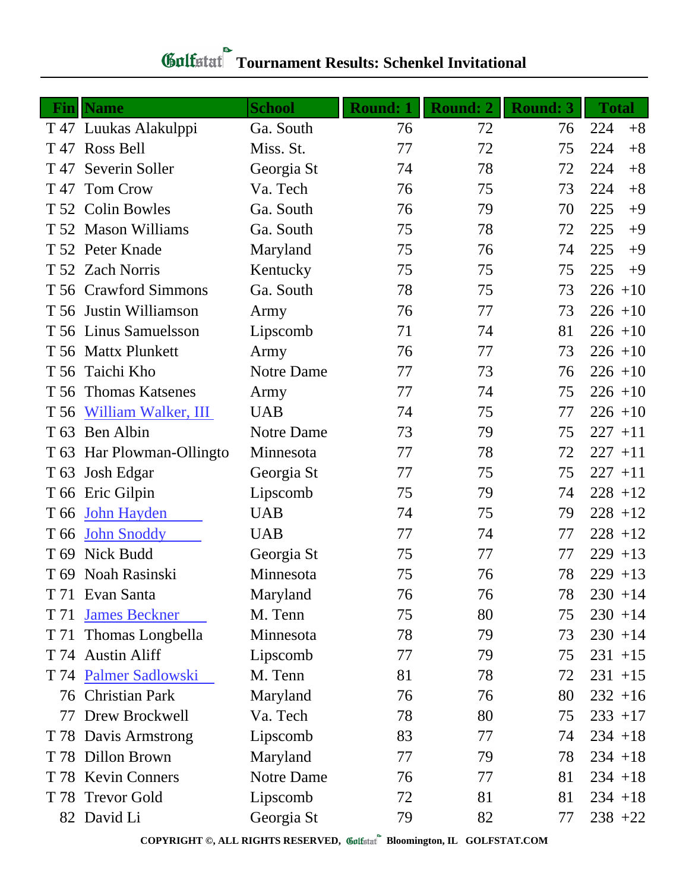# Golfstat Tournament Results: Schenkel Invitational

| Fin | Name | School | Round: 1 | Round: 2 | Round: 3 | Total | |
|---|---|---|---|---|---|---|---|
| T 47 | Luukas Alakulppi | Ga. South | 76 | 72 | 76 | 224 | +8 |
| T 47 | Ross Bell | Miss. St. | 77 | 72 | 75 | 224 | +8 |
| T 47 | Severin Soller | Georgia St | 74 | 78 | 72 | 224 | +8 |
| T 47 | Tom Crow | Va. Tech | 76 | 75 | 73 | 224 | +8 |
| T 52 | Colin Bowles | Ga. South | 76 | 79 | 70 | 225 | +9 |
| T 52 | Mason Williams | Ga. South | 75 | 78 | 72 | 225 | +9 |
| T 52 | Peter Knade | Maryland | 75 | 76 | 74 | 225 | +9 |
| T 52 | Zach Norris | Kentucky | 75 | 75 | 75 | 225 | +9 |
| T 56 | Crawford Simmons | Ga. South | 78 | 75 | 73 | 226 | +10 |
| T 56 | Justin Williamson | Army | 76 | 77 | 73 | 226 | +10 |
| T 56 | Linus Samuelsson | Lipscomb | 71 | 74 | 81 | 226 | +10 |
| T 56 | Mattx Plunkett | Army | 76 | 77 | 73 | 226 | +10 |
| T 56 | Taichi Kho | Notre Dame | 77 | 73 | 76 | 226 | +10 |
| T 56 | Thomas Katsenes | Army | 77 | 74 | 75 | 226 | +10 |
| T 56 | William Walker, III | UAB | 74 | 75 | 77 | 226 | +10 |
| T 63 | Ben Albin | Notre Dame | 73 | 79 | 75 | 227 | +11 |
| T 63 | Har Plowman-Ollingto | Minnesota | 77 | 78 | 72 | 227 | +11 |
| T 63 | Josh Edgar | Georgia St | 77 | 75 | 75 | 227 | +11 |
| T 66 | Eric Gilpin | Lipscomb | 75 | 79 | 74 | 228 | +12 |
| T 66 | John Hayden | UAB | 74 | 75 | 79 | 228 | +12 |
| T 66 | John Snoddy | UAB | 77 | 74 | 77 | 228 | +12 |
| T 69 | Nick Budd | Georgia St | 75 | 77 | 77 | 229 | +13 |
| T 69 | Noah Rasinski | Minnesota | 75 | 76 | 78 | 229 | +13 |
| T 71 | Evan Santa | Maryland | 76 | 76 | 78 | 230 | +14 |
| T 71 | James Beckner | M. Tenn | 75 | 80 | 75 | 230 | +14 |
| T 71 | Thomas Longbella | Minnesota | 78 | 79 | 73 | 230 | +14 |
| T 74 | Austin Aliff | Lipscomb | 77 | 79 | 75 | 231 | +15 |
| T 74 | Palmer Sadlowski | M. Tenn | 81 | 78 | 72 | 231 | +15 |
| 76 | Christian Park | Maryland | 76 | 76 | 80 | 232 | +16 |
| 77 | Drew Brockwell | Va. Tech | 78 | 80 | 75 | 233 | +17 |
| T 78 | Davis Armstrong | Lipscomb | 83 | 77 | 74 | 234 | +18 |
| T 78 | Dillon Brown | Maryland | 77 | 79 | 78 | 234 | +18 |
| T 78 | Kevin Conners | Notre Dame | 76 | 77 | 81 | 234 | +18 |
| T 78 | Trevor Gold | Lipscomb | 72 | 81 | 81 | 234 | +18 |
| 82 | David Li | Georgia St | 79 | 82 | 77 | 238 | +22 |

COPYRIGHT ©, ALL RIGHTS RESERVED, Golfstat Bloomington, IL GOLFSTAT.COM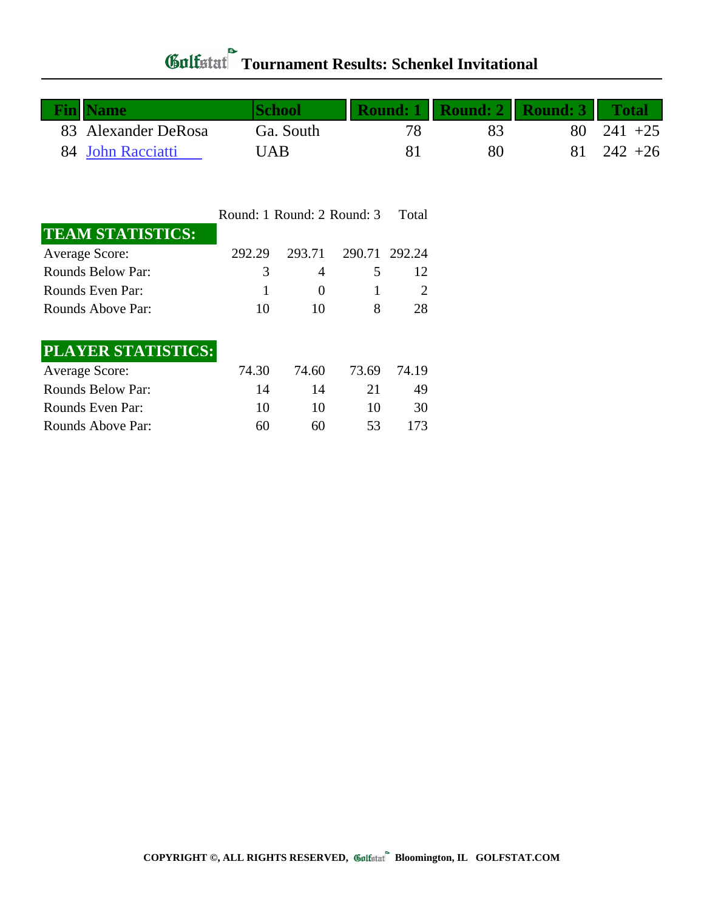# Golfstat Tournament Results: Schenkel Invitational

| Fin | Name | School | Round: 1 | Round: 2 | Round: 3 | Total | |
|---|---|---|---|---|---|---|---|
| 83 | Alexander DeRosa | Ga. South | 78 | 83 | 80 | 241 | +25 |
| 84 | John Racciatti | UAB | 81 | 80 | 81 | 242 | +26 |

| | Round: 1 | Round: 2 | Round: 3 | Total |
|---|---|---|---|---|
| **TEAM STATISTICS:** | | | | |
| Average Score: | 292.29 | 293.71 | 290.71 | 292.24 |
| Rounds Below Par: | 3 | 4 | 5 | 12 |
| Rounds Even Par: | 1 | 0 | 1 | 2 |
| Rounds Above Par: | 10 | 10 | 8 | 28 |
| **PLAYER STATISTICS:** | | | | |
| Average Score: | 74.30 | 74.60 | 73.69 | 74.19 |
| Rounds Below Par: | 14 | 14 | 21 | 49 |
| Rounds Even Par: | 10 | 10 | 10 | 30 |
| Rounds Above Par: | 60 | 60 | 53 | 173 |

**COPYRIGHT ©, ALL RIGHTS RESERVED, Golfstat Bloomington, IL GOLFSTAT.COM**